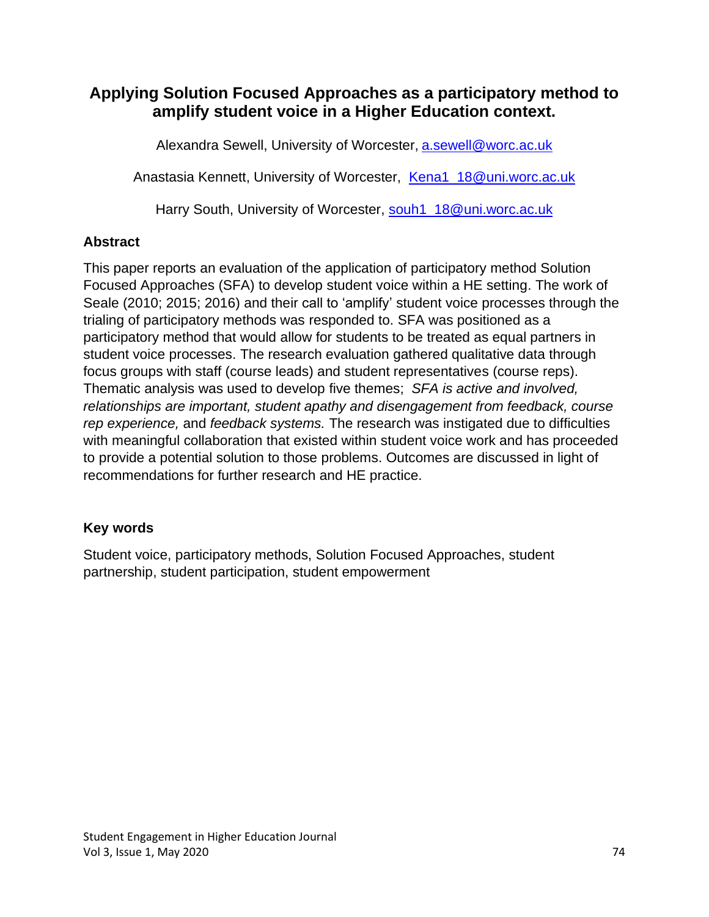# Applying Solution Focused Approaches as a participatory method to amplify student voice in a Higher Education context.

Alexandra Sewell, University of Worcester, a.sewell@worc.ac.uk

Anastasia Kennett, University of Worcester, Kena1_18@uni.worc.ac.uk

Harry South, University of Worcester, souh1_18@uni.worc.ac.uk

## Abstract

This paper reports an evaluation of the application of participatory method Solution Focused Approaches (SFA) to develop student voice within a HE setting. The work of Seale (2010; 2015; 2016) and their call to 'amplify' student voice processes through the trialing of participatory methods was responded to. SFA was positioned as a participatory method that would allow for students to be treated as equal partners in student voice processes. The research evaluation gathered qualitative data through focus groups with staff (course leads) and student representatives (course reps). Thematic analysis was used to develop five themes; *SFA is active and involved, relationships are important, student apathy and disengagement from feedback, course rep experience,* and *feedback systems.* The research was instigated due to difficulties with meaningful collaboration that existed within student voice work and has proceeded to provide a potential solution to those problems. Outcomes are discussed in light of recommendations for further research and HE practice.

## Key words

Student voice, participatory methods, Solution Focused Approaches, student partnership, student participation, student empowerment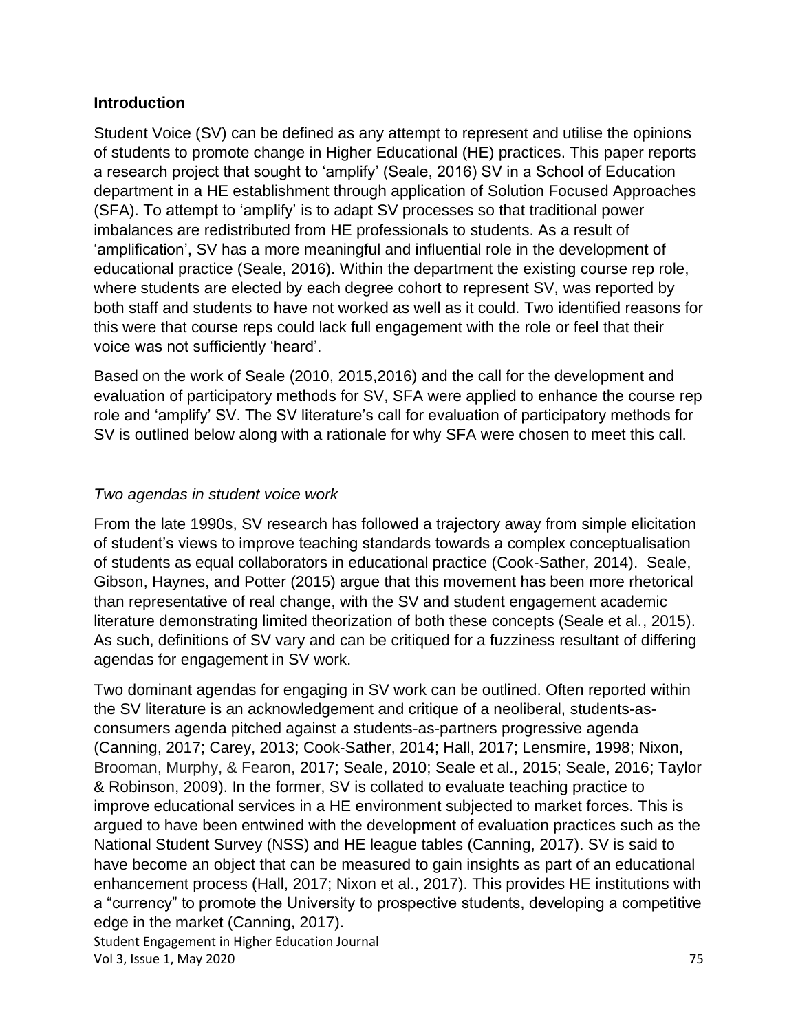## Introduction

Student Voice (SV) can be defined as any attempt to represent and utilise the opinions of students to promote change in Higher Educational (HE) practices. This paper reports a research project that sought to 'amplify' (Seale, 2016) SV in a School of Education department in a HE establishment through application of Solution Focused Approaches (SFA). To attempt to 'amplify' is to adapt SV processes so that traditional power imbalances are redistributed from HE professionals to students. As a result of 'amplification', SV has a more meaningful and influential role in the development of educational practice (Seale, 2016). Within the department the existing course rep role, where students are elected by each degree cohort to represent SV, was reported by both staff and students to have not worked as well as it could. Two identified reasons for this were that course reps could lack full engagement with the role or feel that their voice was not sufficiently 'heard'.

Based on the work of Seale (2010, 2015,2016) and the call for the development and evaluation of participatory methods for SV, SFA were applied to enhance the course rep role and 'amplify' SV. The SV literature's call for evaluation of participatory methods for SV is outlined below along with a rationale for why SFA were chosen to meet this call.

### *Two agendas in student voice work*

From the late 1990s, SV research has followed a trajectory away from simple elicitation of student's views to improve teaching standards towards a complex conceptualisation of students as equal collaborators in educational practice (Cook-Sather, 2014). Seale, Gibson, Haynes, and Potter (2015) argue that this movement has been more rhetorical than representative of real change, with the SV and student engagement academic literature demonstrating limited theorization of both these concepts (Seale et al., 2015). As such, definitions of SV vary and can be critiqued for a fuzziness resultant of differing agendas for engagement in SV work.

Two dominant agendas for engaging in SV work can be outlined. Often reported within the SV literature is an acknowledgement and critique of a neoliberal, students-as-consumers agenda pitched against a students-as-partners progressive agenda (Canning, 2017; Carey, 2013; Cook-Sather, 2014; Hall, 2017; Lensmire, 1998; Nixon, Brooman, Murphy, & Fearon, 2017; Seale, 2010; Seale et al., 2015; Seale, 2016; Taylor & Robinson, 2009). In the former, SV is collated to evaluate teaching practice to improve educational services in a HE environment subjected to market forces. This is argued to have been entwined with the development of evaluation practices such as the National Student Survey (NSS) and HE league tables (Canning, 2017). SV is said to have become an object that can be measured to gain insights as part of an educational enhancement process (Hall, 2017; Nixon et al., 2017). This provides HE institutions with a "currency" to promote the University to prospective students, developing a competitive edge in the market (Canning, 2017).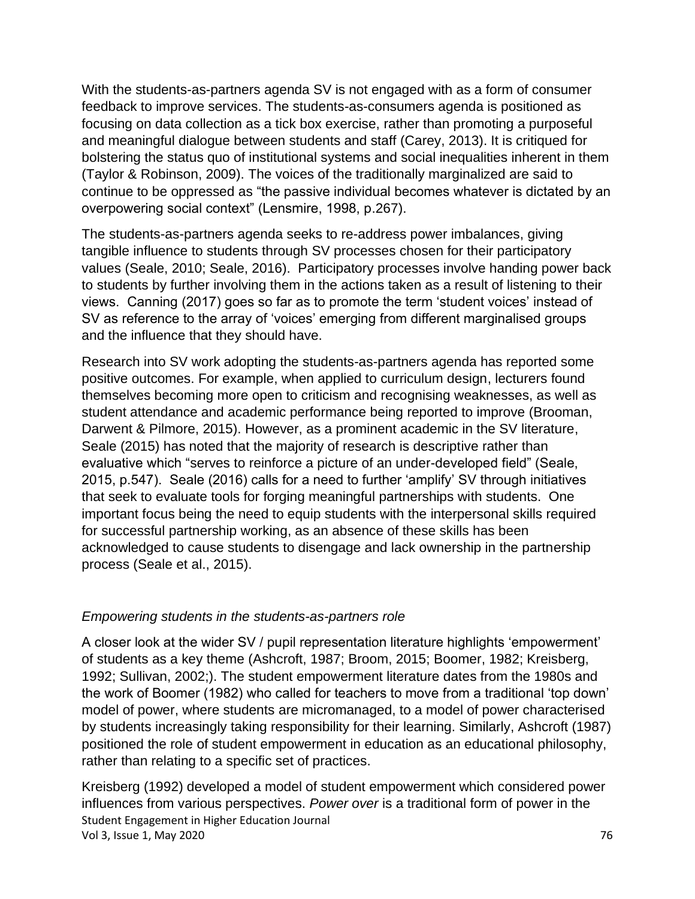With the students-as-partners agenda SV is not engaged with as a form of consumer feedback to improve services. The students-as-consumers agenda is positioned as focusing on data collection as a tick box exercise, rather than promoting a purposeful and meaningful dialogue between students and staff (Carey, 2013). It is critiqued for bolstering the status quo of institutional systems and social inequalities inherent in them (Taylor & Robinson, 2009). The voices of the traditionally marginalized are said to continue to be oppressed as "the passive individual becomes whatever is dictated by an overpowering social context" (Lensmire, 1998, p.267).

The students-as-partners agenda seeks to re-address power imbalances, giving tangible influence to students through SV processes chosen for their participatory values (Seale, 2010; Seale, 2016). Participatory processes involve handing power back to students by further involving them in the actions taken as a result of listening to their views. Canning (2017) goes so far as to promote the term 'student voices' instead of SV as reference to the array of 'voices' emerging from different marginalised groups and the influence that they should have.

Research into SV work adopting the students-as-partners agenda has reported some positive outcomes. For example, when applied to curriculum design, lecturers found themselves becoming more open to criticism and recognising weaknesses, as well as student attendance and academic performance being reported to improve (Brooman, Darwent & Pilmore, 2015). However, as a prominent academic in the SV literature, Seale (2015) has noted that the majority of research is descriptive rather than evaluative which "serves to reinforce a picture of an under-developed field" (Seale, 2015, p.547). Seale (2016) calls for a need to further 'amplify' SV through initiatives that seek to evaluate tools for forging meaningful partnerships with students. One important focus being the need to equip students with the interpersonal skills required for successful partnership working, as an absence of these skills has been acknowledged to cause students to disengage and lack ownership in the partnership process (Seale et al., 2015).

### *Empowering students in the students-as-partners role*

A closer look at the wider SV / pupil representation literature highlights 'empowerment' of students as a key theme (Ashcroft, 1987; Broom, 2015; Boomer, 1982; Kreisberg, 1992; Sullivan, 2002;). The student empowerment literature dates from the 1980s and the work of Boomer (1982) who called for teachers to move from a traditional 'top down' model of power, where students are micromanaged, to a model of power characterised by students increasingly taking responsibility for their learning. Similarly, Ashcroft (1987) positioned the role of student empowerment in education as an educational philosophy, rather than relating to a specific set of practices.

Kreisberg (1992) developed a model of student empowerment which considered power influences from various perspectives. *Power over* is a traditional form of power in the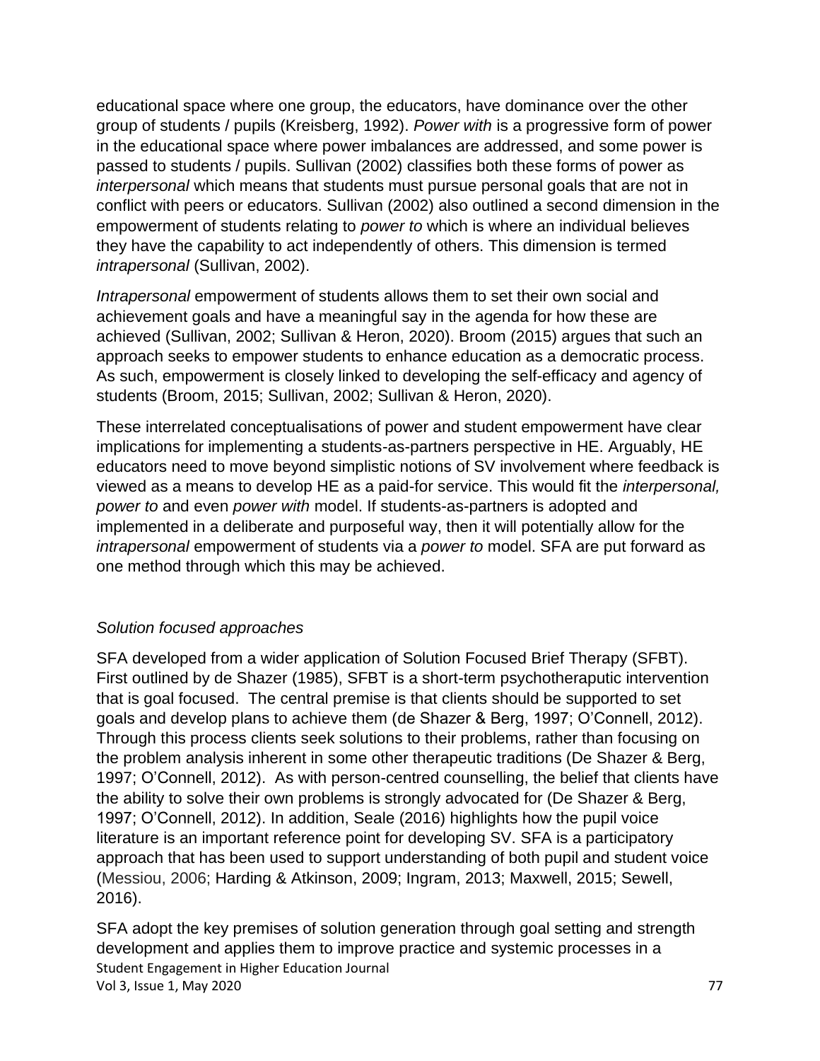educational space where one group, the educators, have dominance over the other group of students / pupils (Kreisberg, 1992). *Power with* is a progressive form of power in the educational space where power imbalances are addressed, and some power is passed to students / pupils. Sullivan (2002) classifies both these forms of power as *interpersonal* which means that students must pursue personal goals that are not in conflict with peers or educators. Sullivan (2002) also outlined a second dimension in the empowerment of students relating to *power to* which is where an individual believes they have the capability to act independently of others. This dimension is termed *intrapersonal* (Sullivan, 2002).

*Intrapersonal* empowerment of students allows them to set their own social and achievement goals and have a meaningful say in the agenda for how these are achieved (Sullivan, 2002; Sullivan & Heron, 2020). Broom (2015) argues that such an approach seeks to empower students to enhance education as a democratic process. As such, empowerment is closely linked to developing the self-efficacy and agency of students (Broom, 2015; Sullivan, 2002; Sullivan & Heron, 2020).

These interrelated conceptualisations of power and student empowerment have clear implications for implementing a students-as-partners perspective in HE. Arguably, HE educators need to move beyond simplistic notions of SV involvement where feedback is viewed as a means to develop HE as a paid-for service. This would fit the *interpersonal, power to* and even *power with* model. If students-as-partners is adopted and implemented in a deliberate and purposeful way, then it will potentially allow for the *intrapersonal* empowerment of students via a *power to* model. SFA are put forward as one method through which this may be achieved.

### *Solution focused approaches*

SFA developed from a wider application of Solution Focused Brief Therapy (SFBT). First outlined by de Shazer (1985), SFBT is a short-term psychotheraputic intervention that is goal focused. The central premise is that clients should be supported to set goals and develop plans to achieve them (de Shazer & Berg, 1997; O'Connell, 2012). Through this process clients seek solutions to their problems, rather than focusing on the problem analysis inherent in some other therapeutic traditions (De Shazer & Berg, 1997; O'Connell, 2012). As with person-centred counselling, the belief that clients have the ability to solve their own problems is strongly advocated for (De Shazer & Berg, 1997; O'Connell, 2012). In addition, Seale (2016) highlights how the pupil voice literature is an important reference point for developing SV. SFA is a participatory approach that has been used to support understanding of both pupil and student voice (Messiou, 2006; Harding & Atkinson, 2009; Ingram, 2013; Maxwell, 2015; Sewell, 2016).

SFA adopt the key premises of solution generation through goal setting and strength development and applies them to improve practice and systemic processes in a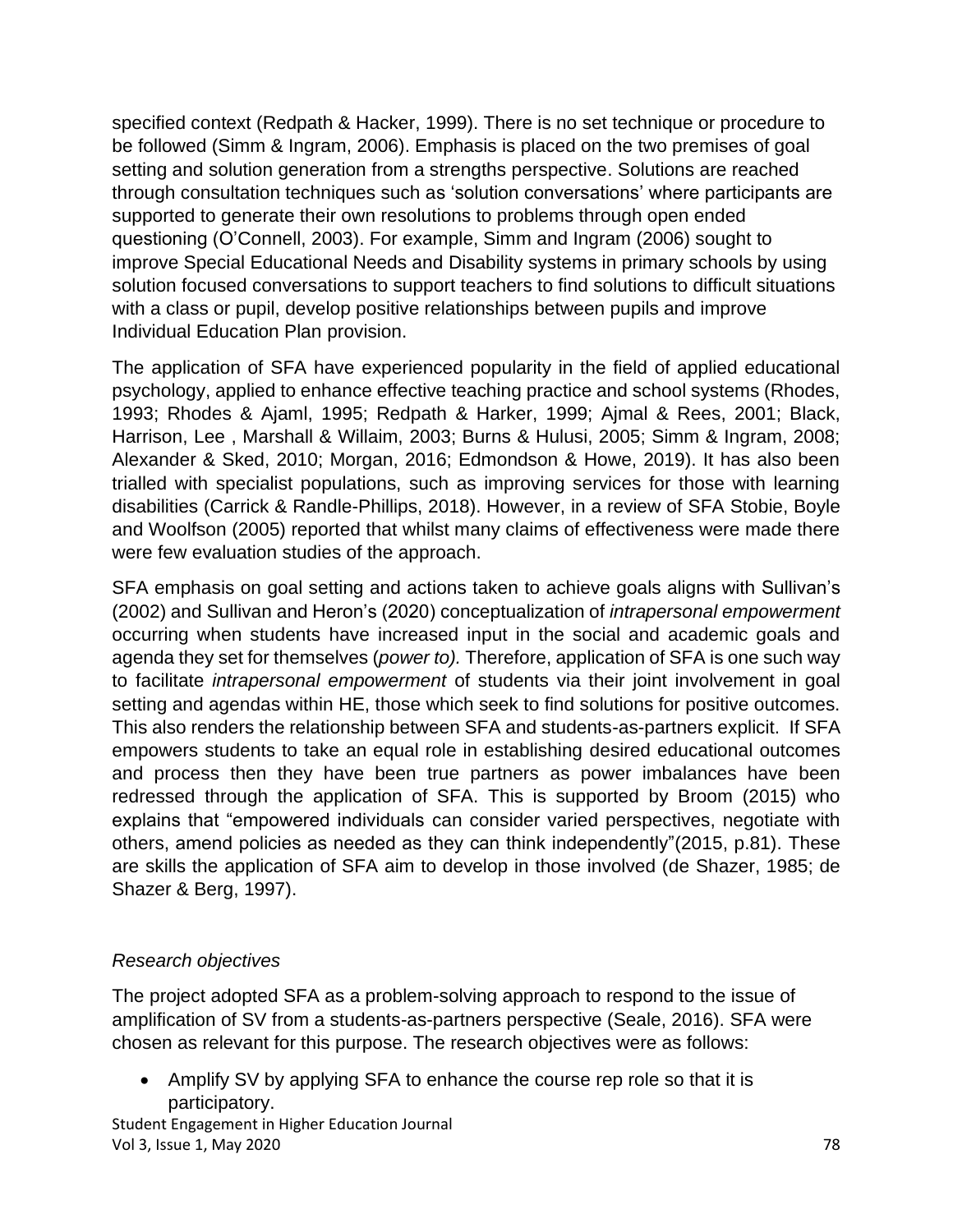specified context (Redpath & Hacker, 1999). There is no set technique or procedure to be followed (Simm & Ingram, 2006). Emphasis is placed on the two premises of goal setting and solution generation from a strengths perspective. Solutions are reached through consultation techniques such as 'solution conversations' where participants are supported to generate their own resolutions to problems through open ended questioning (O'Connell, 2003). For example, Simm and Ingram (2006) sought to improve Special Educational Needs and Disability systems in primary schools by using solution focused conversations to support teachers to find solutions to difficult situations with a class or pupil, develop positive relationships between pupils and improve Individual Education Plan provision.

The application of SFA have experienced popularity in the field of applied educational psychology, applied to enhance effective teaching practice and school systems (Rhodes, 1993; Rhodes & Ajaml, 1995; Redpath & Harker, 1999; Ajmal & Rees, 2001; Black, Harrison, Lee , Marshall & Willaim, 2003; Burns & Hulusi, 2005; Simm & Ingram, 2008; Alexander & Sked, 2010; Morgan, 2016; Edmondson & Howe, 2019). It has also been trialled with specialist populations, such as improving services for those with learning disabilities (Carrick & Randle-Phillips, 2018). However, in a review of SFA Stobie, Boyle and Woolfson (2005) reported that whilst many claims of effectiveness were made there were few evaluation studies of the approach.

SFA emphasis on goal setting and actions taken to achieve goals aligns with Sullivan's (2002) and Sullivan and Heron's (2020) conceptualization of *intrapersonal empowerment* occurring when students have increased input in the social and academic goals and agenda they set for themselves (*power to).* Therefore, application of SFA is one such way to facilitate *intrapersonal empowerment* of students via their joint involvement in goal setting and agendas within HE, those which seek to find solutions for positive outcomes. This also renders the relationship between SFA and students-as-partners explicit. If SFA empowers students to take an equal role in establishing desired educational outcomes and process then they have been true partners as power imbalances have been redressed through the application of SFA. This is supported by Broom (2015) who explains that "empowered individuals can consider varied perspectives, negotiate with others, amend policies as needed as they can think independently"(2015, p.81). These are skills the application of SFA aim to develop in those involved (de Shazer, 1985; de Shazer & Berg, 1997).

### *Research objectives*

The project adopted SFA as a problem-solving approach to respond to the issue of amplification of SV from a students-as-partners perspective (Seale, 2016). SFA were chosen as relevant for this purpose. The research objectives were as follows:

- Amplify SV by applying SFA to enhance the course rep role so that it is participatory.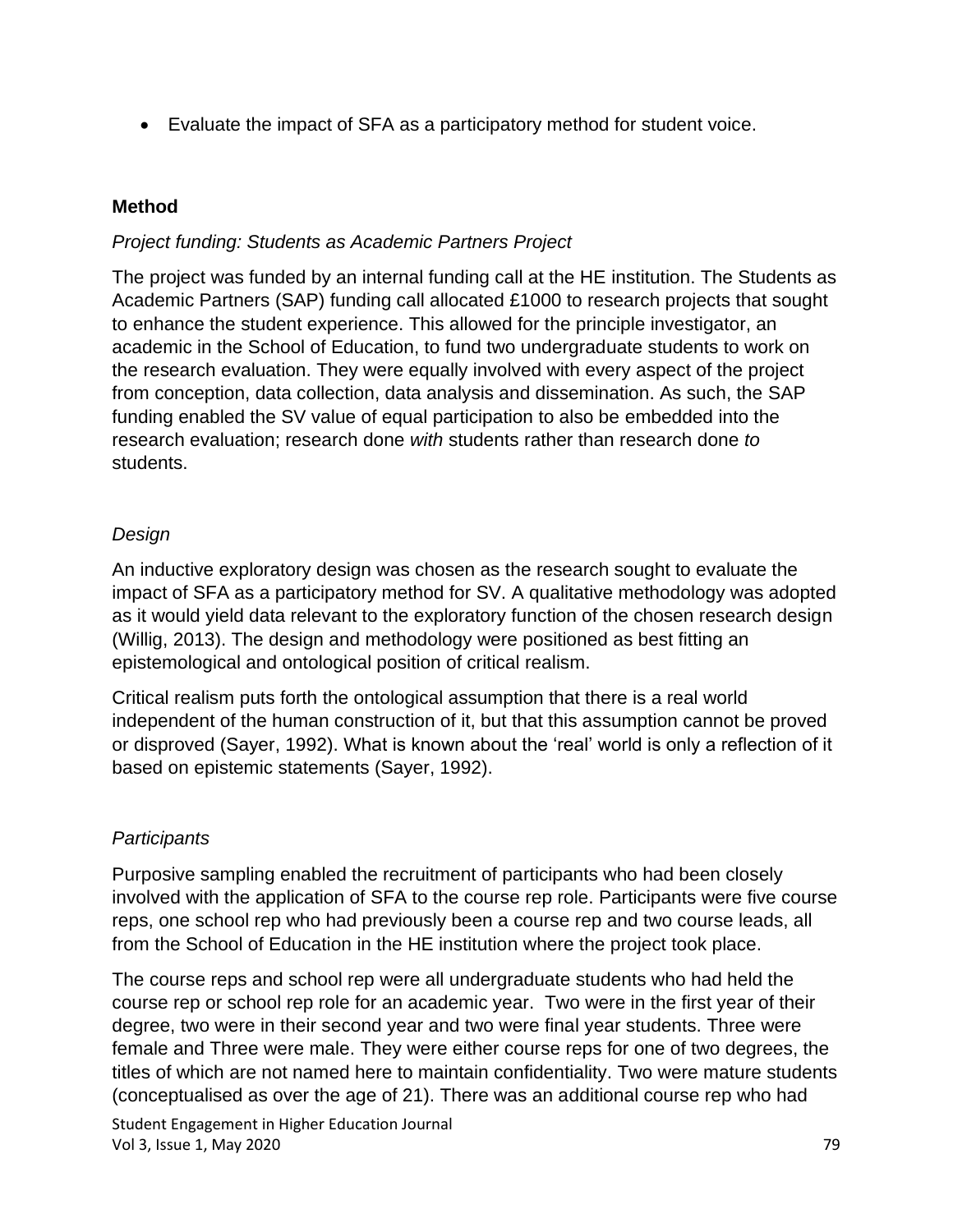- Evaluate the impact of SFA as a participatory method for student voice.

## Method

*Project funding: Students as Academic Partners Project*

The project was funded by an internal funding call at the HE institution. The Students as Academic Partners (SAP) funding call allocated £1000 to research projects that sought to enhance the student experience. This allowed for the principle investigator, an academic in the School of Education, to fund two undergraduate students to work on the research evaluation. They were equally involved with every aspect of the project from conception, data collection, data analysis and dissemination. As such, the SAP funding enabled the SV value of equal participation to also be embedded into the research evaluation; research done *with* students rather than research done *to* students.

*Design*

An inductive exploratory design was chosen as the research sought to evaluate the impact of SFA as a participatory method for SV. A qualitative methodology was adopted as it would yield data relevant to the exploratory function of the chosen research design (Willig, 2013). The design and methodology were positioned as best fitting an epistemological and ontological position of critical realism.

Critical realism puts forth the ontological assumption that there is a real world independent of the human construction of it, but that this assumption cannot be proved or disproved (Sayer, 1992). What is known about the 'real' world is only a reflection of it based on epistemic statements (Sayer, 1992).

*Participants*

Purposive sampling enabled the recruitment of participants who had been closely involved with the application of SFA to the course rep role. Participants were five course reps, one school rep who had previously been a course rep and two course leads, all from the School of Education in the HE institution where the project took place.

The course reps and school rep were all undergraduate students who had held the course rep or school rep role for an academic year. Two were in the first year of their degree, two were in their second year and two were final year students. Three were female and Three were male. They were either course reps for one of two degrees, the titles of which are not named here to maintain confidentiality. Two were mature students (conceptualised as over the age of 21). There was an additional course rep who had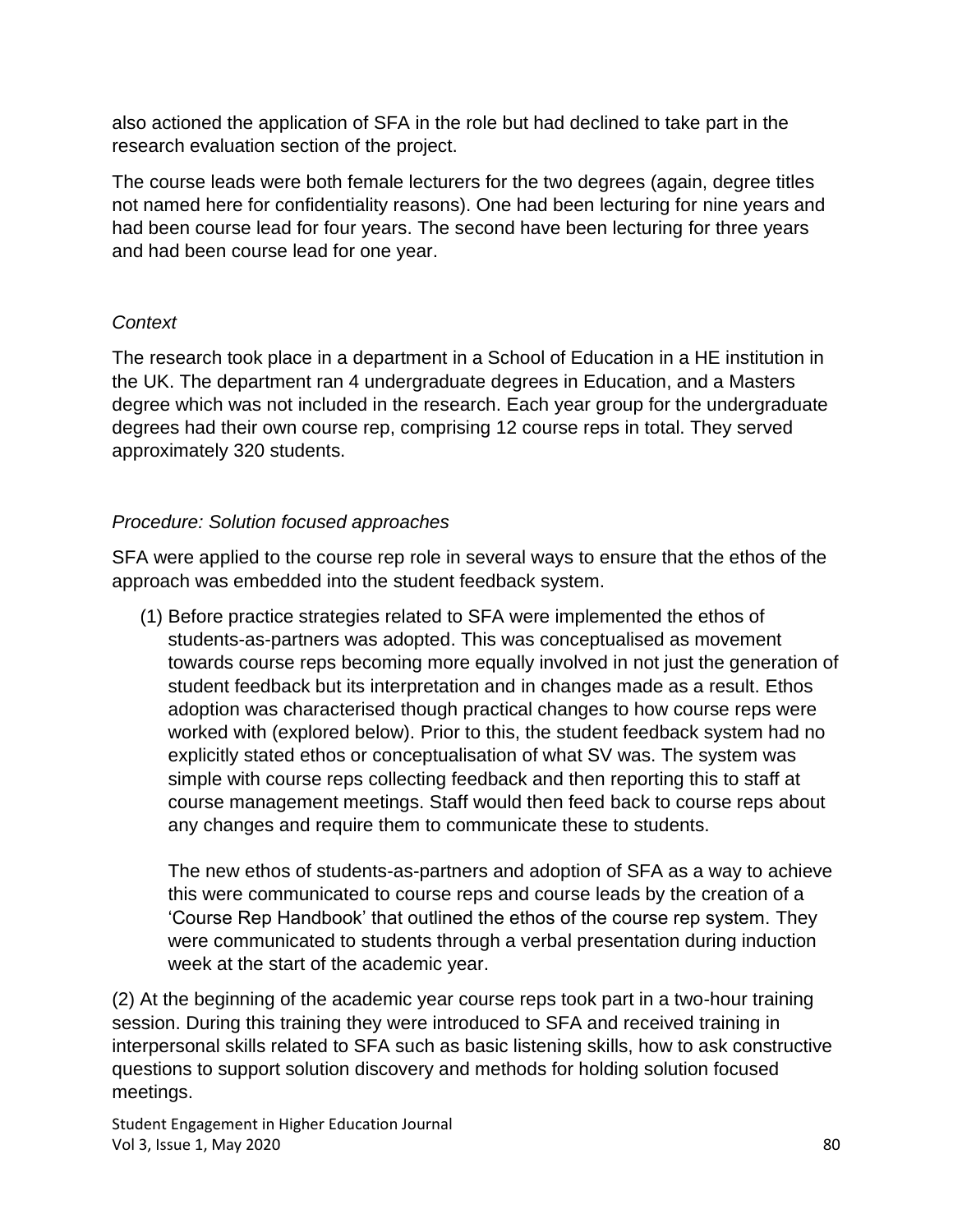also actioned the application of SFA in the role but had declined to take part in the research evaluation section of the project.

The course leads were both female lecturers for the two degrees (again, degree titles not named here for confidentiality reasons). One had been lecturing for nine years and had been course lead for four years. The second have been lecturing for three years and had been course lead for one year.

*Context*

The research took place in a department in a School of Education in a HE institution in the UK. The department ran 4 undergraduate degrees in Education, and a Masters degree which was not included in the research. Each year group for the undergraduate degrees had their own course rep, comprising 12 course reps in total. They served approximately 320 students.

*Procedure: Solution focused approaches*

SFA were applied to the course rep role in several ways to ensure that the ethos of the approach was embedded into the student feedback system.

(1) Before practice strategies related to SFA were implemented the ethos of students-as-partners was adopted. This was conceptualised as movement towards course reps becoming more equally involved in not just the generation of student feedback but its interpretation and in changes made as a result. Ethos adoption was characterised though practical changes to how course reps were worked with (explored below). Prior to this, the student feedback system had no explicitly stated ethos or conceptualisation of what SV was. The system was simple with course reps collecting feedback and then reporting this to staff at course management meetings. Staff would then feed back to course reps about any changes and require them to communicate these to students.

The new ethos of students-as-partners and adoption of SFA as a way to achieve this were communicated to course reps and course leads by the creation of a 'Course Rep Handbook' that outlined the ethos of the course rep system. They were communicated to students through a verbal presentation during induction week at the start of the academic year.

(2) At the beginning of the academic year course reps took part in a two-hour training session. During this training they were introduced to SFA and received training in interpersonal skills related to SFA such as basic listening skills, how to ask constructive questions to support solution discovery and methods for holding solution focused meetings.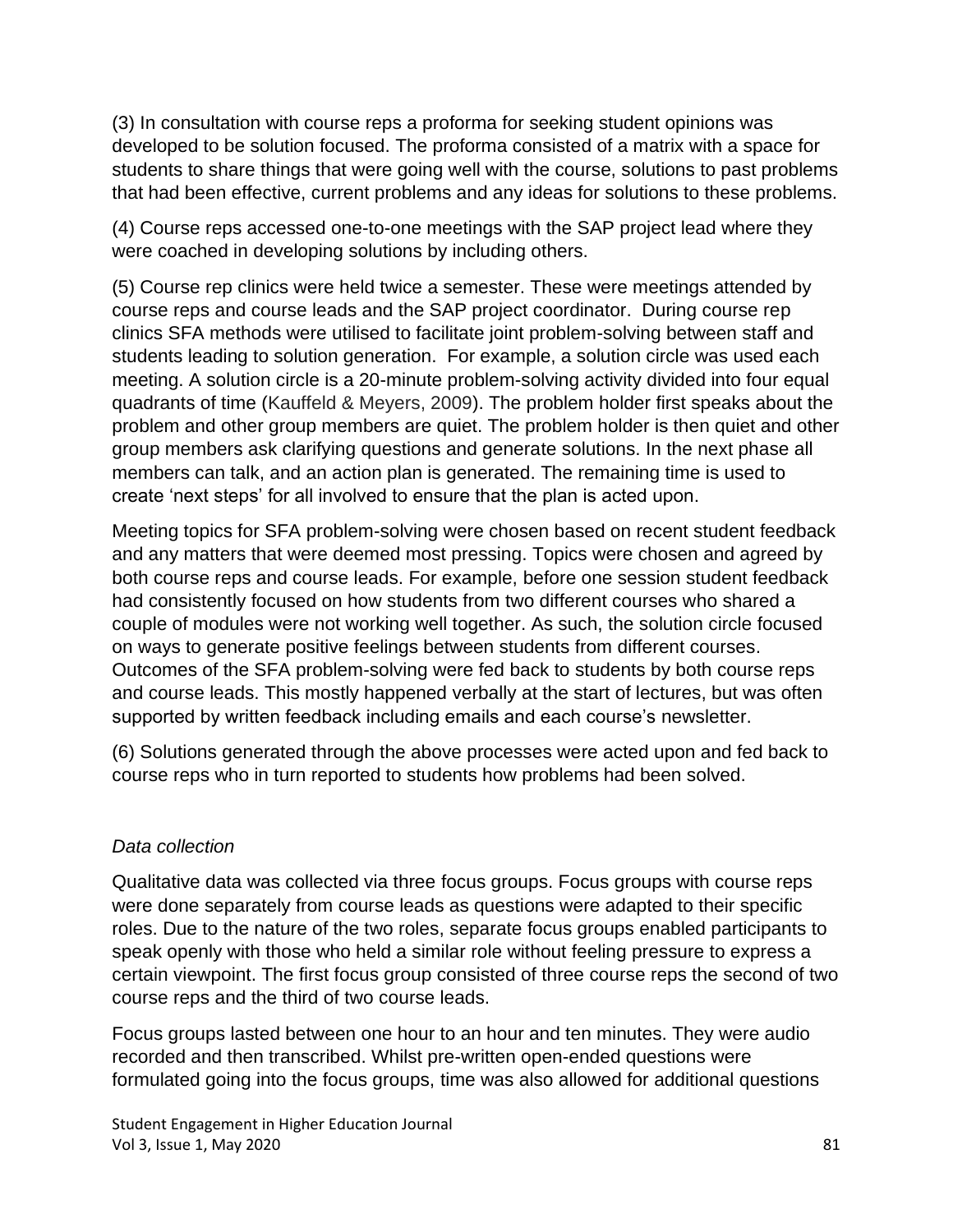(3) In consultation with course reps a proforma for seeking student opinions was developed to be solution focused. The proforma consisted of a matrix with a space for students to share things that were going well with the course, solutions to past problems that had been effective, current problems and any ideas for solutions to these problems.

(4) Course reps accessed one-to-one meetings with the SAP project lead where they were coached in developing solutions by including others.

(5) Course rep clinics were held twice a semester. These were meetings attended by course reps and course leads and the SAP project coordinator. During course rep clinics SFA methods were utilised to facilitate joint problem-solving between staff and students leading to solution generation. For example, a solution circle was used each meeting. A solution circle is a 20-minute problem-solving activity divided into four equal quadrants of time (Kauffeld & Meyers, 2009). The problem holder first speaks about the problem and other group members are quiet. The problem holder is then quiet and other group members ask clarifying questions and generate solutions. In the next phase all members can talk, and an action plan is generated. The remaining time is used to create 'next steps' for all involved to ensure that the plan is acted upon.

Meeting topics for SFA problem-solving were chosen based on recent student feedback and any matters that were deemed most pressing. Topics were chosen and agreed by both course reps and course leads. For example, before one session student feedback had consistently focused on how students from two different courses who shared a couple of modules were not working well together. As such, the solution circle focused on ways to generate positive feelings between students from different courses. Outcomes of the SFA problem-solving were fed back to students by both course reps and course leads. This mostly happened verbally at the start of lectures, but was often supported by written feedback including emails and each course's newsletter.

(6) Solutions generated through the above processes were acted upon and fed back to course reps who in turn reported to students how problems had been solved.

*Data collection*

Qualitative data was collected via three focus groups. Focus groups with course reps were done separately from course leads as questions were adapted to their specific roles. Due to the nature of the two roles, separate focus groups enabled participants to speak openly with those who held a similar role without feeling pressure to express a certain viewpoint. The first focus group consisted of three course reps the second of two course reps and the third of two course leads.

Focus groups lasted between one hour to an hour and ten minutes. They were audio recorded and then transcribed. Whilst pre-written open-ended questions were formulated going into the focus groups, time was also allowed for additional questions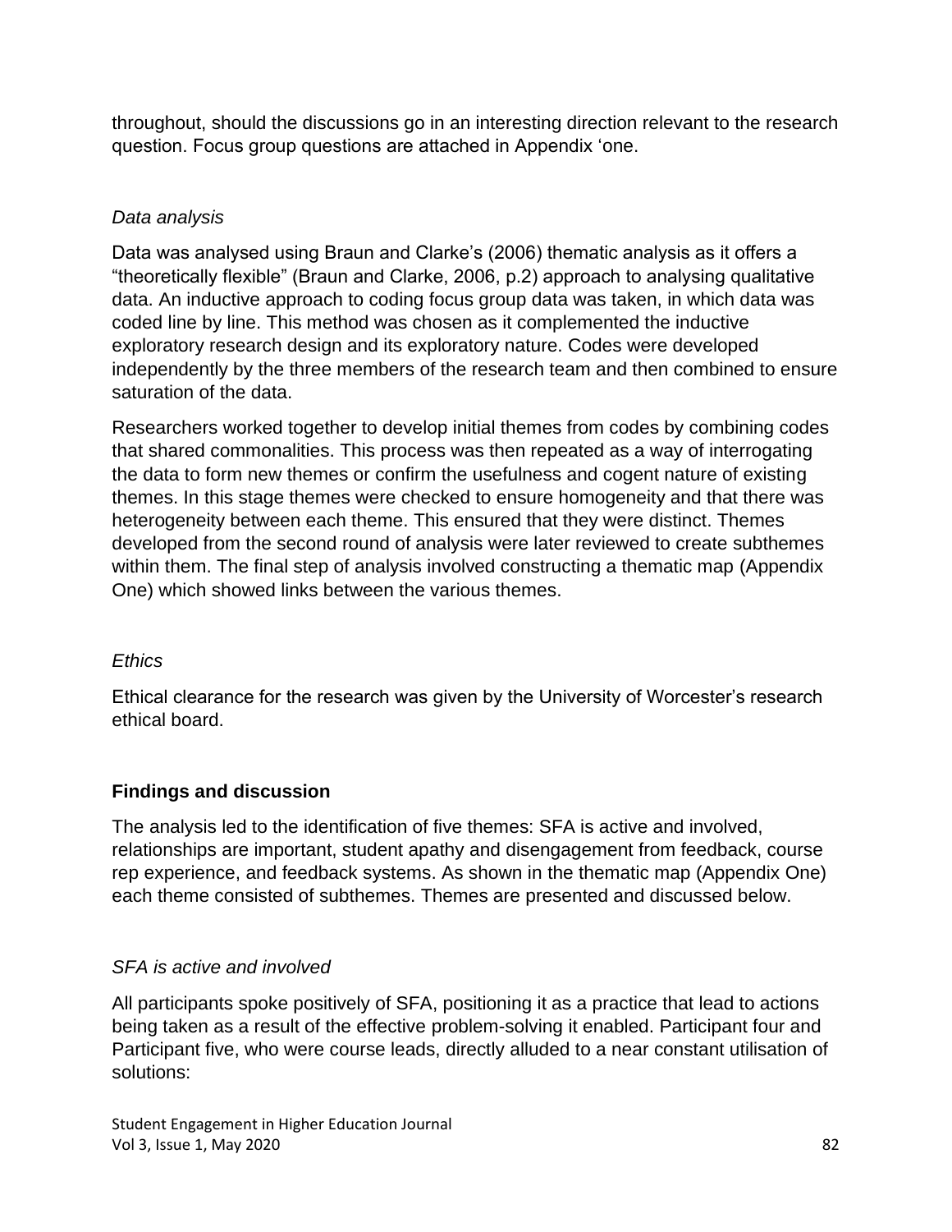throughout, should the discussions go in an interesting direction relevant to the research question. Focus group questions are attached in Appendix 'one.

*Data analysis*

Data was analysed using Braun and Clarke's (2006) thematic analysis as it offers a "theoretically flexible" (Braun and Clarke, 2006, p.2) approach to analysing qualitative data. An inductive approach to coding focus group data was taken, in which data was coded line by line. This method was chosen as it complemented the inductive exploratory research design and its exploratory nature. Codes were developed independently by the three members of the research team and then combined to ensure saturation of the data.

Researchers worked together to develop initial themes from codes by combining codes that shared commonalities. This process was then repeated as a way of interrogating the data to form new themes or confirm the usefulness and cogent nature of existing themes. In this stage themes were checked to ensure homogeneity and that there was heterogeneity between each theme. This ensured that they were distinct. Themes developed from the second round of analysis were later reviewed to create subthemes within them. The final step of analysis involved constructing a thematic map (Appendix One) which showed links between the various themes.

*Ethics*

Ethical clearance for the research was given by the University of Worcester's research ethical board.

## Findings and discussion

The analysis led to the identification of five themes: SFA is active and involved, relationships are important, student apathy and disengagement from feedback, course rep experience, and feedback systems. As shown in the thematic map (Appendix One) each theme consisted of subthemes. Themes are presented and discussed below.

*SFA is active and involved*

All participants spoke positively of SFA, positioning it as a practice that lead to actions being taken as a result of the effective problem-solving it enabled. Participant four and Participant five, who were course leads, directly alluded to a near constant utilisation of solutions: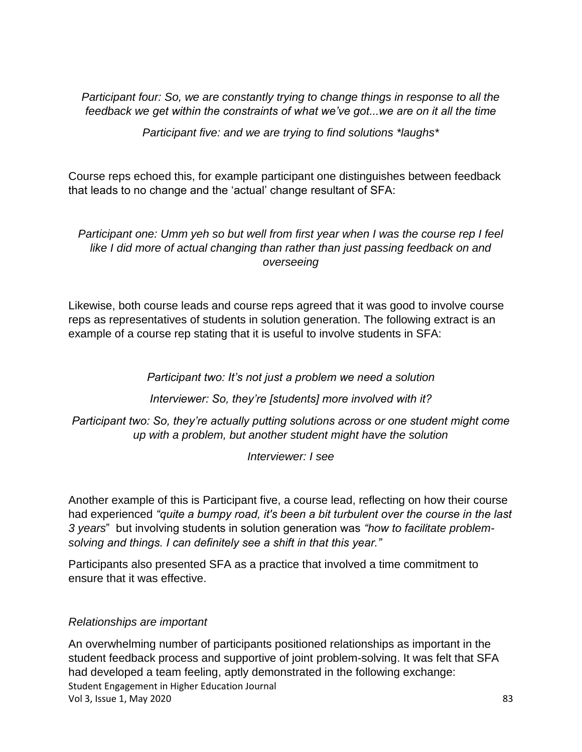*Participant four: So, we are constantly trying to change things in response to all the feedback we get within the constraints of what we've got...we are on it all the time*

*Participant five: and we are trying to find solutions *laughs**

Course reps echoed this, for example participant one distinguishes between feedback that leads to no change and the 'actual' change resultant of SFA:

*Participant one: Umm yeh so but well from first year when I was the course rep I feel like I did more of actual changing than rather than just passing feedback on and overseeing*

Likewise, both course leads and course reps agreed that it was good to involve course reps as representatives of students in solution generation. The following extract is an example of a course rep stating that it is useful to involve students in SFA:

*Participant two: It's not just a problem we need a solution*

*Interviewer: So, they're [students] more involved with it?*

*Participant two: So, they're actually putting solutions across or one student might come up with a problem, but another student might have the solution*

*Interviewer: I see*

Another example of this is Participant five, a course lead, reflecting on how their course had experienced *"quite a bumpy road, it's been a bit turbulent over the course in the last 3 years*" but involving students in solution generation was *"how to facilitate problem-solving and things. I can definitely see a shift in that this year."*

Participants also presented SFA as a practice that involved a time commitment to ensure that it was effective.

*Relationships are important*

An overwhelming number of participants positioned relationships as important in the student feedback process and supportive of joint problem-solving. It was felt that SFA had developed a team feeling, aptly demonstrated in the following exchange: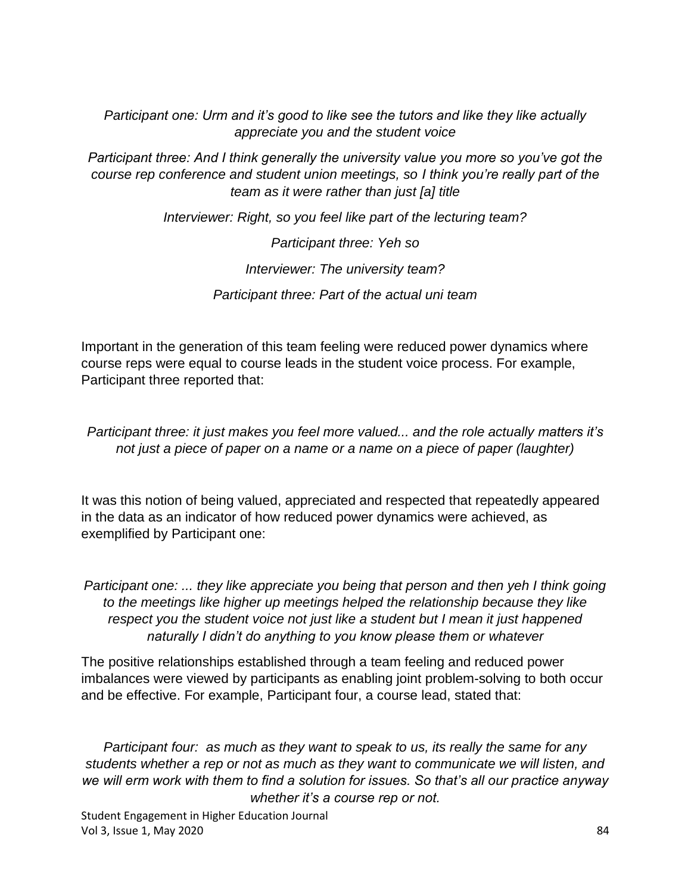*Participant one: Urm and it's good to like see the tutors and like they like actually appreciate you and the student voice*

*Participant three: And I think generally the university value you more so you've got the course rep conference and student union meetings, so I think you're really part of the team as it were rather than just [a] title*

*Interviewer: Right, so you feel like part of the lecturing team?*

*Participant three: Yeh so*

*Interviewer: The university team?*

*Participant three: Part of the actual uni team*

Important in the generation of this team feeling were reduced power dynamics where course reps were equal to course leads in the student voice process. For example, Participant three reported that:

*Participant three: it just makes you feel more valued... and the role actually matters it's not just a piece of paper on a name or a name on a piece of paper (laughter)*

It was this notion of being valued, appreciated and respected that repeatedly appeared in the data as an indicator of how reduced power dynamics were achieved, as exemplified by Participant one:

*Participant one: ... they like appreciate you being that person and then yeh I think going to the meetings like higher up meetings helped the relationship because they like respect you the student voice not just like a student but I mean it just happened naturally I didn't do anything to you know please them or whatever*

The positive relationships established through a team feeling and reduced power imbalances were viewed by participants as enabling joint problem-solving to both occur and be effective. For example, Participant four, a course lead, stated that:

*Participant four: as much as they want to speak to us, its really the same for any students whether a rep or not as much as they want to communicate we will listen, and we will erm work with them to find a solution for issues. So that's all our practice anyway whether it's a course rep or not.*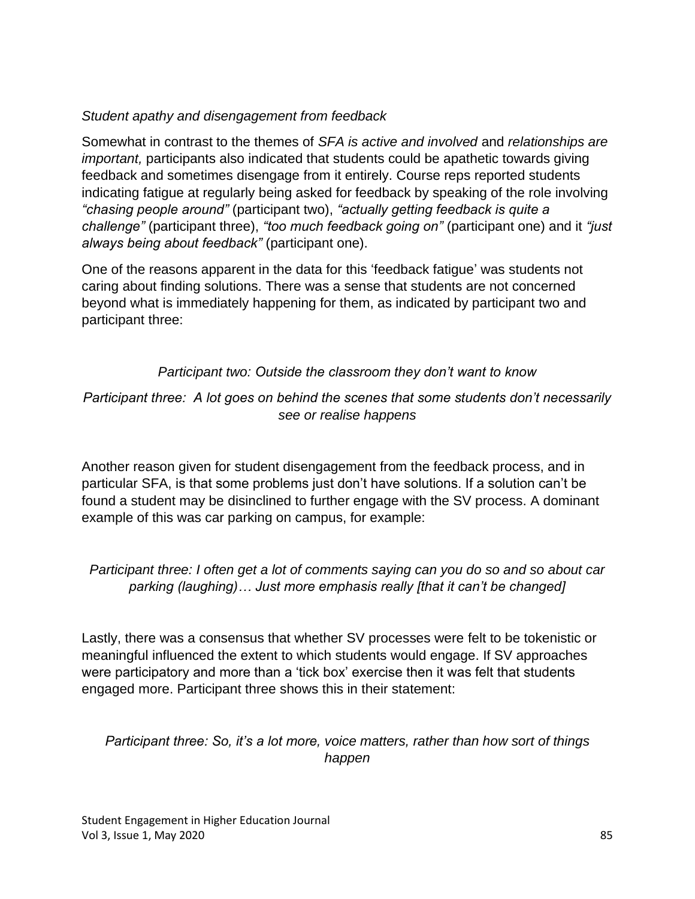*Student apathy and disengagement from feedback*

Somewhat in contrast to the themes of *SFA is active and involved* and *relationships are important,* participants also indicated that students could be apathetic towards giving feedback and sometimes disengage from it entirely. Course reps reported students indicating fatigue at regularly being asked for feedback by speaking of the role involving *"chasing people around"* (participant two), *"actually getting feedback is quite a challenge"* (participant three), *"too much feedback going on"* (participant one) and it *"just always being about feedback"* (participant one).

One of the reasons apparent in the data for this 'feedback fatigue' was students not caring about finding solutions. There was a sense that students are not concerned beyond what is immediately happening for them, as indicated by participant two and participant three:

*Participant two: Outside the classroom they don't want to know*

*Participant three: A lot goes on behind the scenes that some students don't necessarily see or realise happens*

Another reason given for student disengagement from the feedback process, and in particular SFA, is that some problems just don't have solutions. If a solution can't be found a student may be disinclined to further engage with the SV process. A dominant example of this was car parking on campus, for example:

*Participant three: I often get a lot of comments saying can you do so and so about car parking (laughing)… Just more emphasis really [that it can't be changed]*

Lastly, there was a consensus that whether SV processes were felt to be tokenistic or meaningful influenced the extent to which students would engage. If SV approaches were participatory and more than a 'tick box' exercise then it was felt that students engaged more. Participant three shows this in their statement:

*Participant three: So, it's a lot more, voice matters, rather than how sort of things happen*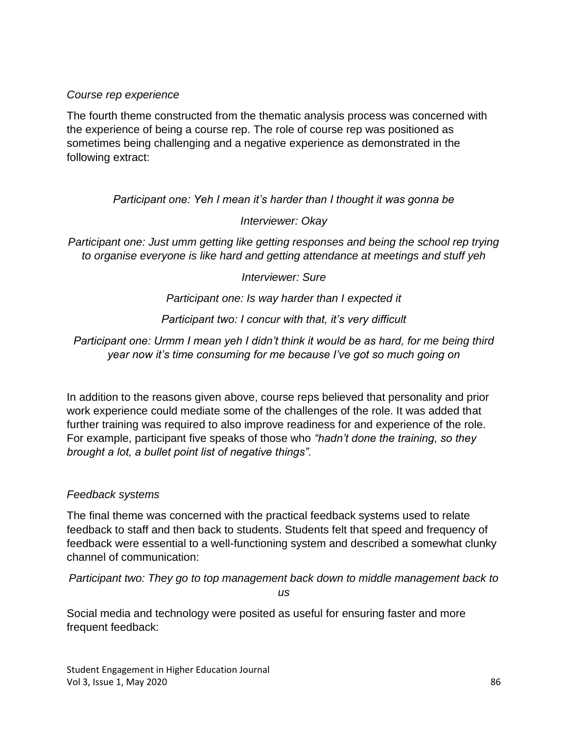*Course rep experience*

The fourth theme constructed from the thematic analysis process was concerned with the experience of being a course rep. The role of course rep was positioned as sometimes being challenging and a negative experience as demonstrated in the following extract:

*Participant one: Yeh I mean it's harder than I thought it was gonna be*

*Interviewer: Okay*

*Participant one: Just umm getting like getting responses and being the school rep trying to organise everyone is like hard and getting attendance at meetings and stuff yeh*

*Interviewer: Sure*

*Participant one: Is way harder than I expected it*

*Participant two: I concur with that, it's very difficult*

*Participant one: Urmm I mean yeh I didn't think it would be as hard, for me being third year now it's time consuming for me because I've got so much going on*

In addition to the reasons given above, course reps believed that personality and prior work experience could mediate some of the challenges of the role. It was added that further training was required to also improve readiness for and experience of the role. For example, participant five speaks of those who *"hadn't done the training, so they brought a lot, a bullet point list of negative things"*.

*Feedback systems*

The final theme was concerned with the practical feedback systems used to relate feedback to staff and then back to students. Students felt that speed and frequency of feedback were essential to a well-functioning system and described a somewhat clunky channel of communication:

*Participant two: They go to top management back down to middle management back to us*

Social media and technology were posited as useful for ensuring faster and more frequent feedback: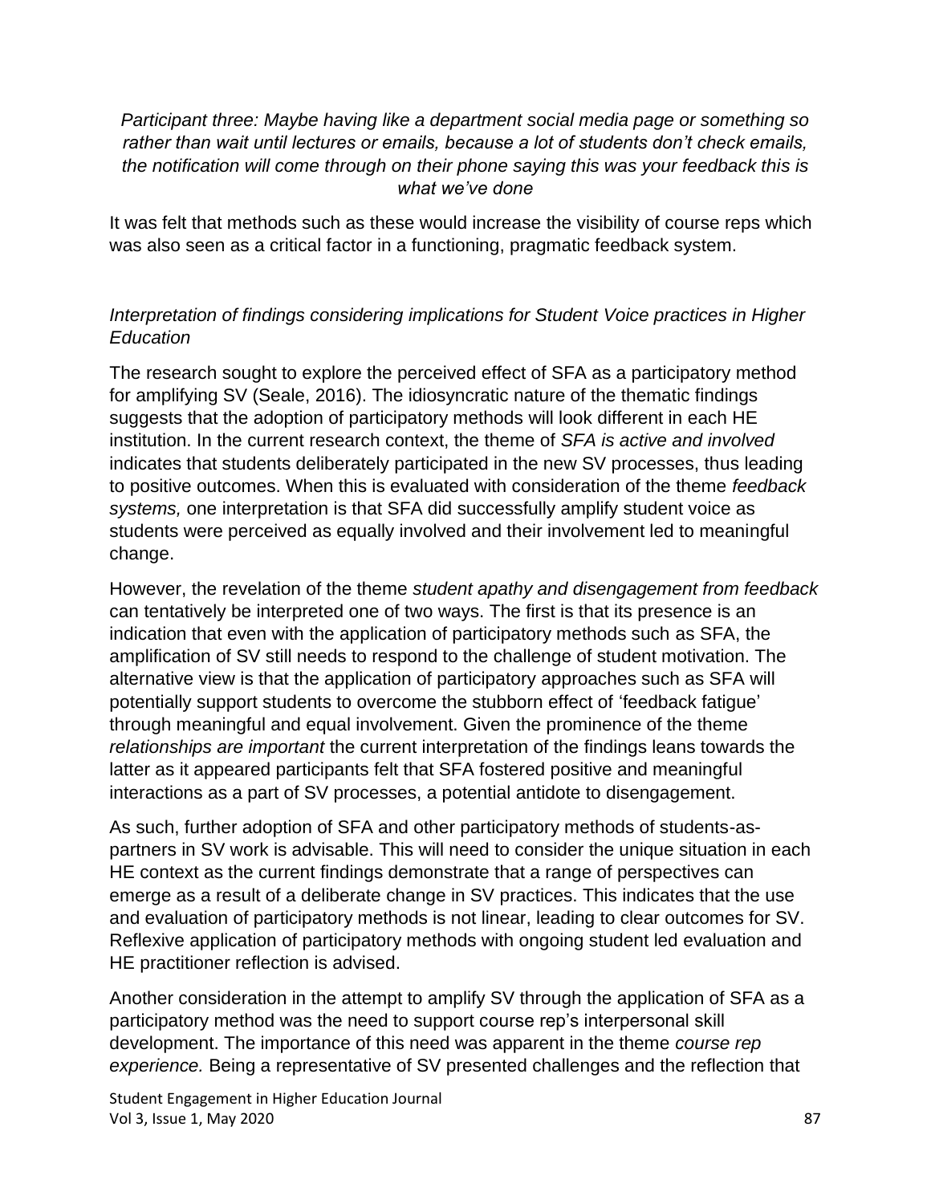*Participant three: Maybe having like a department social media page or something so rather than wait until lectures or emails, because a lot of students don't check emails, the notification will come through on their phone saying this was your feedback this is what we've done*

It was felt that methods such as these would increase the visibility of course reps which was also seen as a critical factor in a functioning, pragmatic feedback system.

### *Interpretation of findings considering implications for Student Voice practices in Higher Education*

The research sought to explore the perceived effect of SFA as a participatory method for amplifying SV (Seale, 2016). The idiosyncratic nature of the thematic findings suggests that the adoption of participatory methods will look different in each HE institution. In the current research context, the theme of *SFA is active and involved* indicates that students deliberately participated in the new SV processes, thus leading to positive outcomes. When this is evaluated with consideration of the theme *feedback systems,* one interpretation is that SFA did successfully amplify student voice as students were perceived as equally involved and their involvement led to meaningful change.

However, the revelation of the theme *student apathy and disengagement from feedback* can tentatively be interpreted one of two ways. The first is that its presence is an indication that even with the application of participatory methods such as SFA, the amplification of SV still needs to respond to the challenge of student motivation. The alternative view is that the application of participatory approaches such as SFA will potentially support students to overcome the stubborn effect of 'feedback fatigue' through meaningful and equal involvement. Given the prominence of the theme *relationships are important* the current interpretation of the findings leans towards the latter as it appeared participants felt that SFA fostered positive and meaningful interactions as a part of SV processes, a potential antidote to disengagement.

As such, further adoption of SFA and other participatory methods of students-as-partners in SV work is advisable. This will need to consider the unique situation in each HE context as the current findings demonstrate that a range of perspectives can emerge as a result of a deliberate change in SV practices. This indicates that the use and evaluation of participatory methods is not linear, leading to clear outcomes for SV. Reflexive application of participatory methods with ongoing student led evaluation and HE practitioner reflection is advised.

Another consideration in the attempt to amplify SV through the application of SFA as a participatory method was the need to support course rep's interpersonal skill development. The importance of this need was apparent in the theme *course rep experience.* Being a representative of SV presented challenges and the reflection that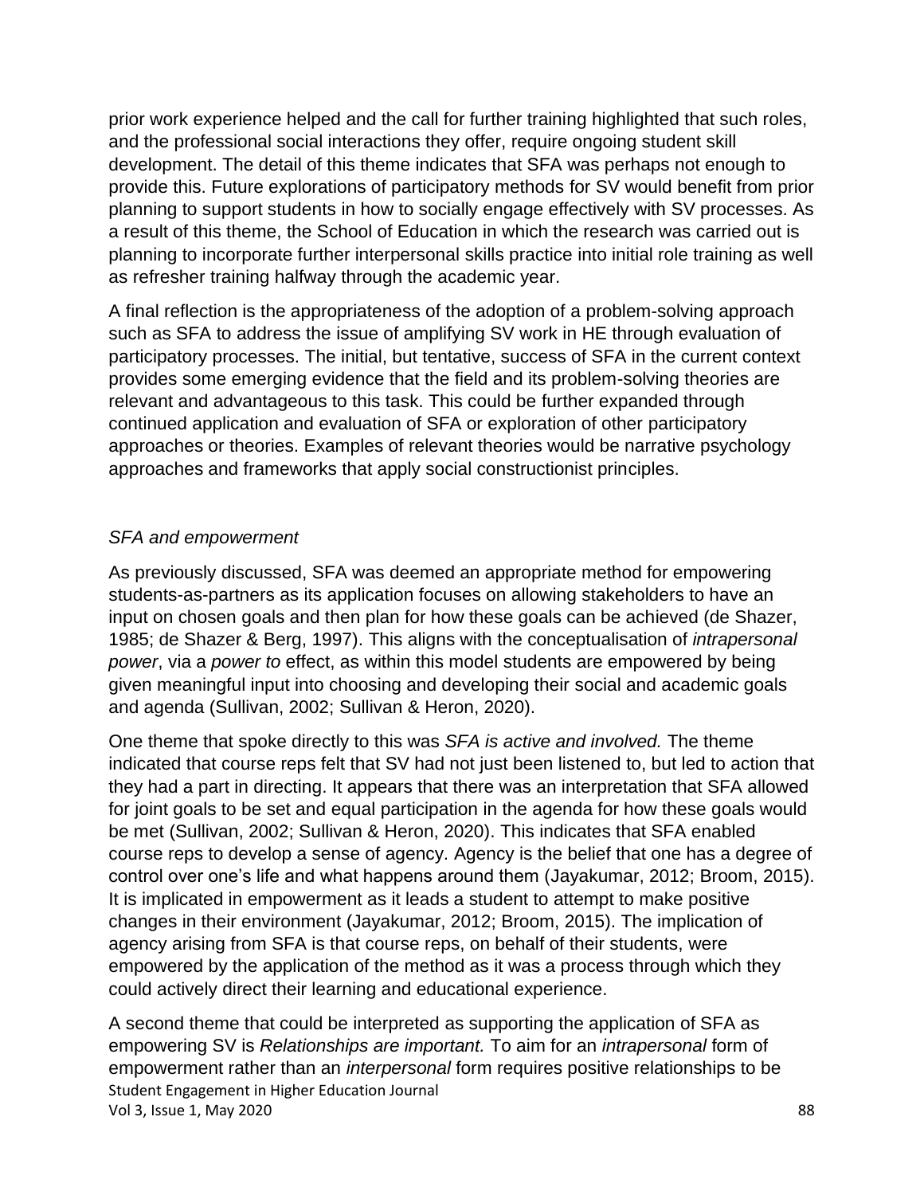prior work experience helped and the call for further training highlighted that such roles, and the professional social interactions they offer, require ongoing student skill development. The detail of this theme indicates that SFA was perhaps not enough to provide this. Future explorations of participatory methods for SV would benefit from prior planning to support students in how to socially engage effectively with SV processes. As a result of this theme, the School of Education in which the research was carried out is planning to incorporate further interpersonal skills practice into initial role training as well as refresher training halfway through the academic year.

A final reflection is the appropriateness of the adoption of a problem-solving approach such as SFA to address the issue of amplifying SV work in HE through evaluation of participatory processes. The initial, but tentative, success of SFA in the current context provides some emerging evidence that the field and its problem-solving theories are relevant and advantageous to this task. This could be further expanded through continued application and evaluation of SFA or exploration of other participatory approaches or theories. Examples of relevant theories would be narrative psychology approaches and frameworks that apply social constructionist principles.

### *SFA and empowerment*

As previously discussed, SFA was deemed an appropriate method for empowering students-as-partners as its application focuses on allowing stakeholders to have an input on chosen goals and then plan for how these goals can be achieved (de Shazer, 1985; de Shazer & Berg, 1997). This aligns with the conceptualisation of *intrapersonal power*, via a *power to* effect, as within this model students are empowered by being given meaningful input into choosing and developing their social and academic goals and agenda (Sullivan, 2002; Sullivan & Heron, 2020).

One theme that spoke directly to this was *SFA is active and involved.* The theme indicated that course reps felt that SV had not just been listened to, but led to action that they had a part in directing. It appears that there was an interpretation that SFA allowed for joint goals to be set and equal participation in the agenda for how these goals would be met (Sullivan, 2002; Sullivan & Heron, 2020). This indicates that SFA enabled course reps to develop a sense of agency. Agency is the belief that one has a degree of control over one's life and what happens around them (Jayakumar, 2012; Broom, 2015). It is implicated in empowerment as it leads a student to attempt to make positive changes in their environment (Jayakumar, 2012; Broom, 2015). The implication of agency arising from SFA is that course reps, on behalf of their students, were empowered by the application of the method as it was a process through which they could actively direct their learning and educational experience.

A second theme that could be interpreted as supporting the application of SFA as empowering SV is *Relationships are important.* To aim for an *intrapersonal* form of empowerment rather than an *interpersonal* form requires positive relationships to be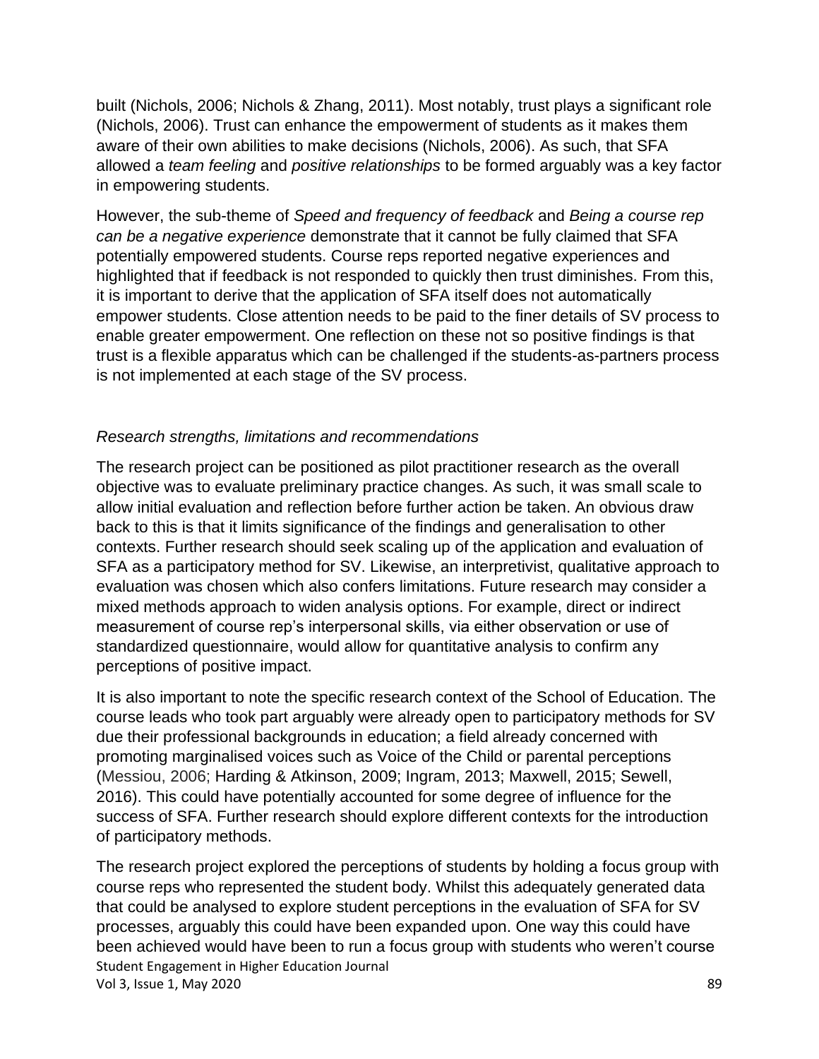built (Nichols, 2006; Nichols & Zhang, 2011). Most notably, trust plays a significant role (Nichols, 2006). Trust can enhance the empowerment of students as it makes them aware of their own abilities to make decisions (Nichols, 2006). As such, that SFA allowed a *team feeling* and *positive relationships* to be formed arguably was a key factor in empowering students.

However, the sub-theme of *Speed and frequency of feedback* and *Being a course rep can be a negative experience* demonstrate that it cannot be fully claimed that SFA potentially empowered students. Course reps reported negative experiences and highlighted that if feedback is not responded to quickly then trust diminishes. From this, it is important to derive that the application of SFA itself does not automatically empower students. Close attention needs to be paid to the finer details of SV process to enable greater empowerment. One reflection on these not so positive findings is that trust is a flexible apparatus which can be challenged if the students-as-partners process is not implemented at each stage of the SV process.

### *Research strengths, limitations and recommendations*

The research project can be positioned as pilot practitioner research as the overall objective was to evaluate preliminary practice changes. As such, it was small scale to allow initial evaluation and reflection before further action be taken. An obvious draw back to this is that it limits significance of the findings and generalisation to other contexts. Further research should seek scaling up of the application and evaluation of SFA as a participatory method for SV. Likewise, an interpretivist, qualitative approach to evaluation was chosen which also confers limitations. Future research may consider a mixed methods approach to widen analysis options. For example, direct or indirect measurement of course rep's interpersonal skills, via either observation or use of standardized questionnaire, would allow for quantitative analysis to confirm any perceptions of positive impact.

It is also important to note the specific research context of the School of Education. The course leads who took part arguably were already open to participatory methods for SV due their professional backgrounds in education; a field already concerned with promoting marginalised voices such as Voice of the Child or parental perceptions (Messiou, 2006; Harding & Atkinson, 2009; Ingram, 2013; Maxwell, 2015; Sewell, 2016). This could have potentially accounted for some degree of influence for the success of SFA. Further research should explore different contexts for the introduction of participatory methods.

The research project explored the perceptions of students by holding a focus group with course reps who represented the student body. Whilst this adequately generated data that could be analysed to explore student perceptions in the evaluation of SFA for SV processes, arguably this could have been expanded upon. One way this could have been achieved would have been to run a focus group with students who weren't course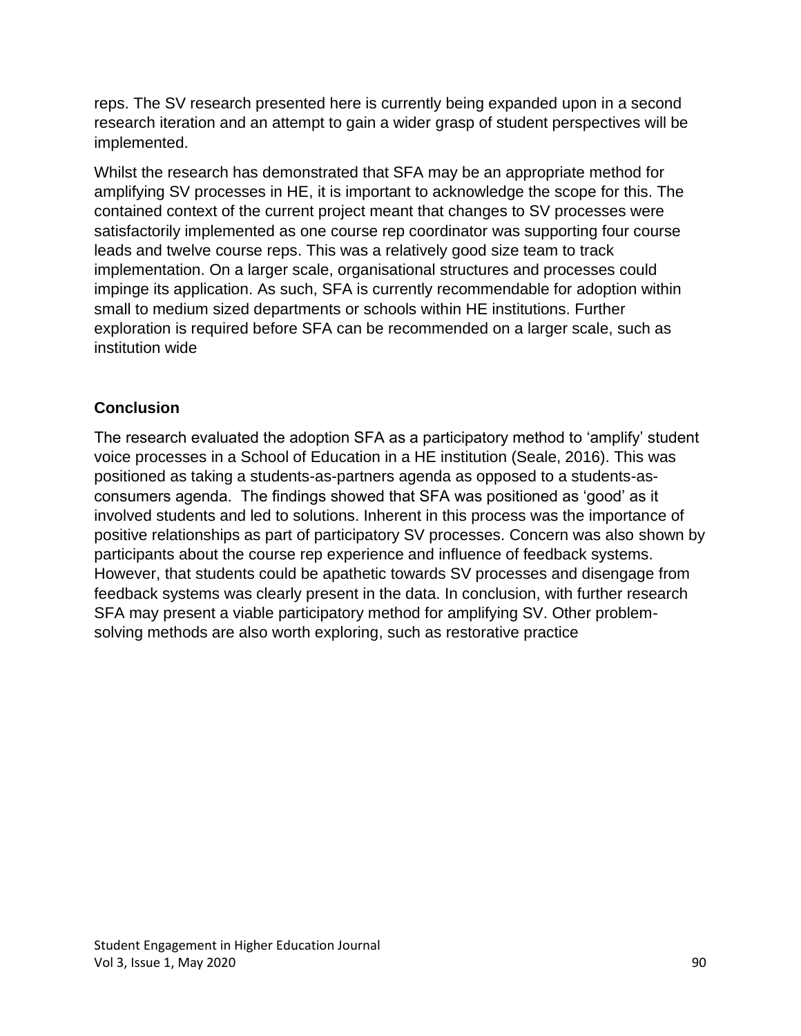reps. The SV research presented here is currently being expanded upon in a second research iteration and an attempt to gain a wider grasp of student perspectives will be implemented.

Whilst the research has demonstrated that SFA may be an appropriate method for amplifying SV processes in HE, it is important to acknowledge the scope for this. The contained context of the current project meant that changes to SV processes were satisfactorily implemented as one course rep coordinator was supporting four course leads and twelve course reps. This was a relatively good size team to track implementation. On a larger scale, organisational structures and processes could impinge its application. As such, SFA is currently recommendable for adoption within small to medium sized departments or schools within HE institutions. Further exploration is required before SFA can be recommended on a larger scale, such as institution wide

## Conclusion

The research evaluated the adoption SFA as a participatory method to 'amplify' student voice processes in a School of Education in a HE institution (Seale, 2016). This was positioned as taking a students-as-partners agenda as opposed to a students-as-consumers agenda. The findings showed that SFA was positioned as 'good' as it involved students and led to solutions. Inherent in this process was the importance of positive relationships as part of participatory SV processes. Concern was also shown by participants about the course rep experience and influence of feedback systems. However, that students could be apathetic towards SV processes and disengage from feedback systems was clearly present in the data. In conclusion, with further research SFA may present a viable participatory method for amplifying SV. Other problem-solving methods are also worth exploring, such as restorative practice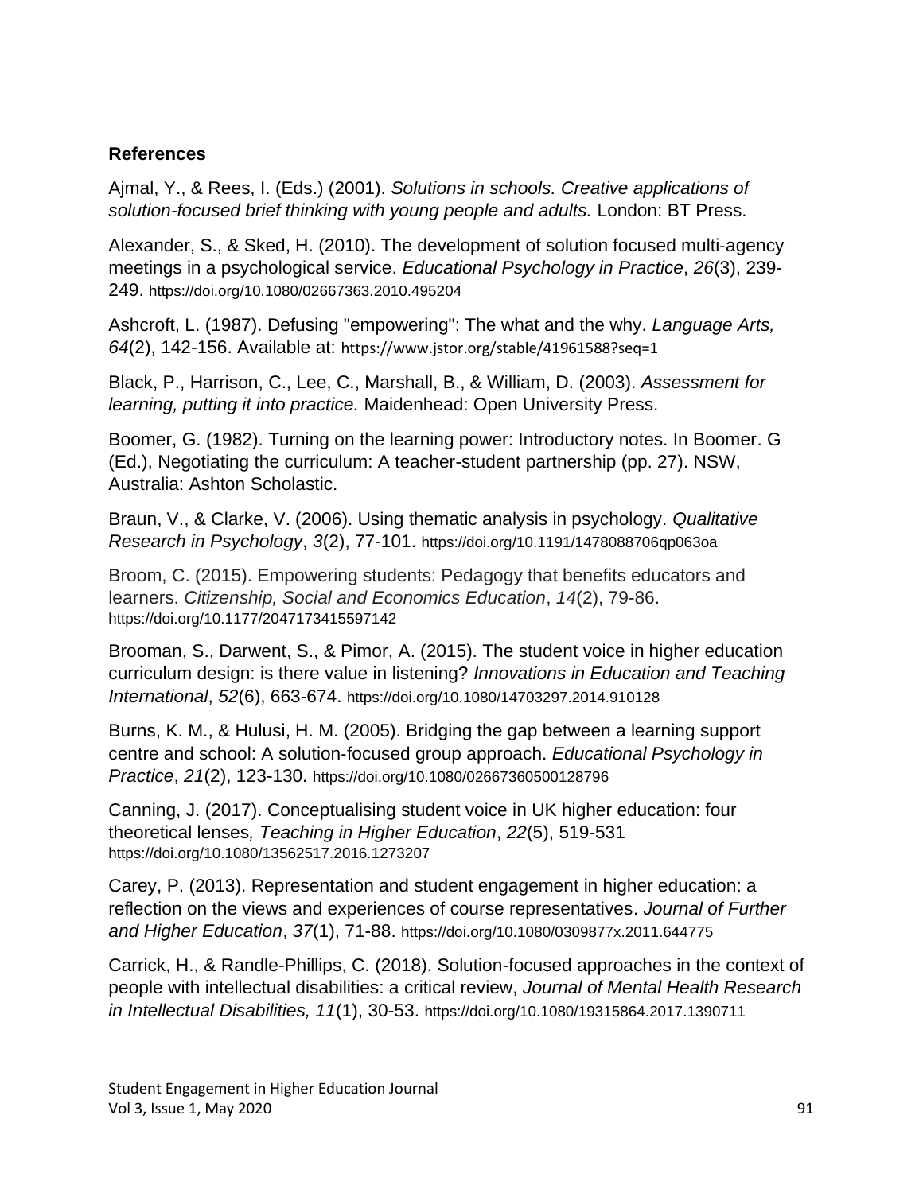## References

Ajmal, Y., & Rees, I. (Eds.) (2001). *Solutions in schools. Creative applications of solution-focused brief thinking with young people and adults.* London: BT Press.

Alexander, S., & Sked, H. (2010). The development of solution focused multi-agency meetings in a psychological service. *Educational Psychology in Practice*, *26*(3), 239-249. https://doi.org/10.1080/02667363.2010.495204

Ashcroft, L. (1987). Defusing "empowering": The what and the why. *Language Arts, 64*(2), 142-156. Available at: https://www.jstor.org/stable/41961588?seq=1

Black, P., Harrison, C., Lee, C., Marshall, B., & William, D. (2003). *Assessment for learning, putting it into practice.* Maidenhead: Open University Press.

Boomer, G. (1982). Turning on the learning power: Introductory notes. In Boomer. G (Ed.), Negotiating the curriculum: A teacher-student partnership (pp. 27). NSW, Australia: Ashton Scholastic.

Braun, V., & Clarke, V. (2006). Using thematic analysis in psychology. *Qualitative Research in Psychology*, *3*(2), 77-101. https://doi.org/10.1191/1478088706qp063oa

Broom, C. (2015). Empowering students: Pedagogy that benefits educators and learners. *Citizenship, Social and Economics Education*, *14*(2), 79-86. https://doi.org/10.1177/2047173415597142

Brooman, S., Darwent, S., & Pimor, A. (2015). The student voice in higher education curriculum design: is there value in listening? *Innovations in Education and Teaching International*, *52*(6), 663-674. https://doi.org/10.1080/14703297.2014.910128

Burns, K. M., & Hulusi, H. M. (2005). Bridging the gap between a learning support centre and school: A solution-focused group approach. *Educational Psychology in Practice*, *21*(2), 123-130. https://doi.org/10.1080/02667360500128796

Canning, J. (2017). Conceptualising student voice in UK higher education: four theoretical lenses*, Teaching in Higher Education*, *22*(5), 519-531 https://doi.org/10.1080/13562517.2016.1273207

Carey, P. (2013). Representation and student engagement in higher education: a reflection on the views and experiences of course representatives. *Journal of Further and Higher Education*, *37*(1), 71-88. https://doi.org/10.1080/0309877x.2011.644775

Carrick, H., & Randle-Phillips, C. (2018). Solution-focused approaches in the context of people with intellectual disabilities: a critical review, *Journal of Mental Health Research in Intellectual Disabilities, 11*(1), 30-53. https://doi.org/10.1080/19315864.2017.1390711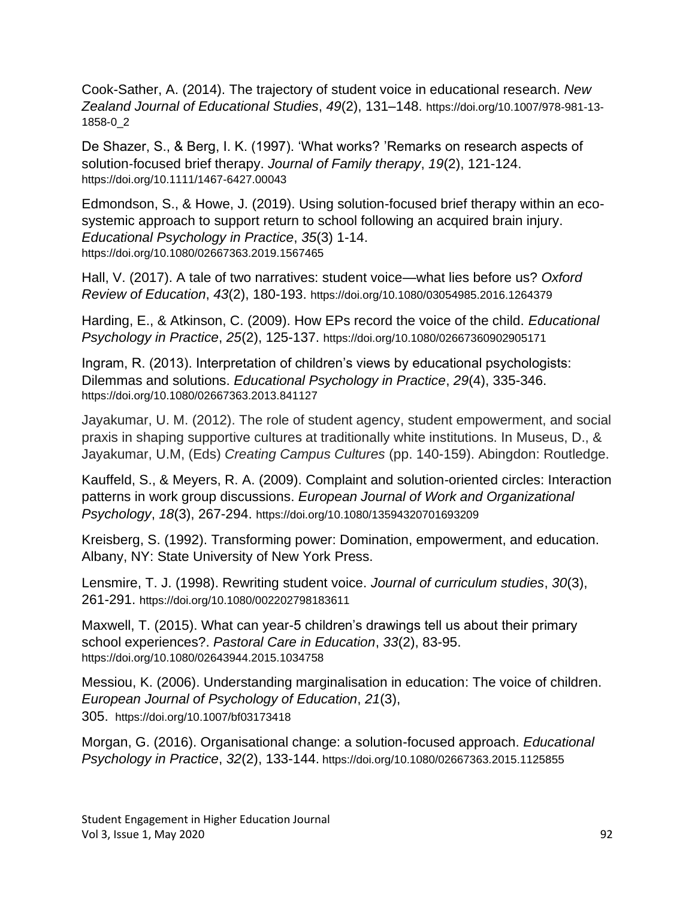Cook-Sather, A. (2014). The trajectory of student voice in educational research. *New Zealand Journal of Educational Studies*, *49*(2), 131–148. https://doi.org/10.1007/978-981-13-1858-0_2

De Shazer, S., & Berg, I. K. (1997). 'What works? 'Remarks on research aspects of solution-focused brief therapy. *Journal of Family therapy*, *19*(2), 121-124. https://doi.org/10.1111/1467-6427.00043

Edmondson, S., & Howe, J. (2019). Using solution-focused brief therapy within an eco-systemic approach to support return to school following an acquired brain injury. *Educational Psychology in Practice*, *35*(3) 1-14. https://doi.org/10.1080/02667363.2019.1567465

Hall, V. (2017). A tale of two narratives: student voice—what lies before us? *Oxford Review of Education*, *43*(2), 180-193. https://doi.org/10.1080/03054985.2016.1264379

Harding, E., & Atkinson, C. (2009). How EPs record the voice of the child. *Educational Psychology in Practice*, *25*(2), 125-137. https://doi.org/10.1080/02667360902905171

Ingram, R. (2013). Interpretation of children's views by educational psychologists: Dilemmas and solutions. *Educational Psychology in Practice*, *29*(4), 335-346. https://doi.org/10.1080/02667363.2013.841127

Jayakumar, U. M. (2012). The role of student agency, student empowerment, and social praxis in shaping supportive cultures at traditionally white institutions. In Museus, D., & Jayakumar, U.M, (Eds) *Creating Campus Cultures* (pp. 140-159). Abingdon: Routledge.

Kauffeld, S., & Meyers, R. A. (2009). Complaint and solution-oriented circles: Interaction patterns in work group discussions. *European Journal of Work and Organizational Psychology*, *18*(3), 267-294. https://doi.org/10.1080/13594320701693209

Kreisberg, S. (1992). Transforming power: Domination, empowerment, and education. Albany, NY: State University of New York Press.

Lensmire, T. J. (1998). Rewriting student voice. *Journal of curriculum studies*, *30*(3), 261-291. https://doi.org/10.1080/002202798183611

Maxwell, T. (2015). What can year-5 children's drawings tell us about their primary school experiences?. *Pastoral Care in Education*, *33*(2), 83-95. https://doi.org/10.1080/02643944.2015.1034758

Messiou, K. (2006). Understanding marginalisation in education: The voice of children. *European Journal of Psychology of Education*, *21*(3), 305. https://doi.org/10.1007/bf03173418

Morgan, G. (2016). Organisational change: a solution-focused approach. *Educational Psychology in Practice*, *32*(2), 133-144. https://doi.org/10.1080/02667363.2015.1125855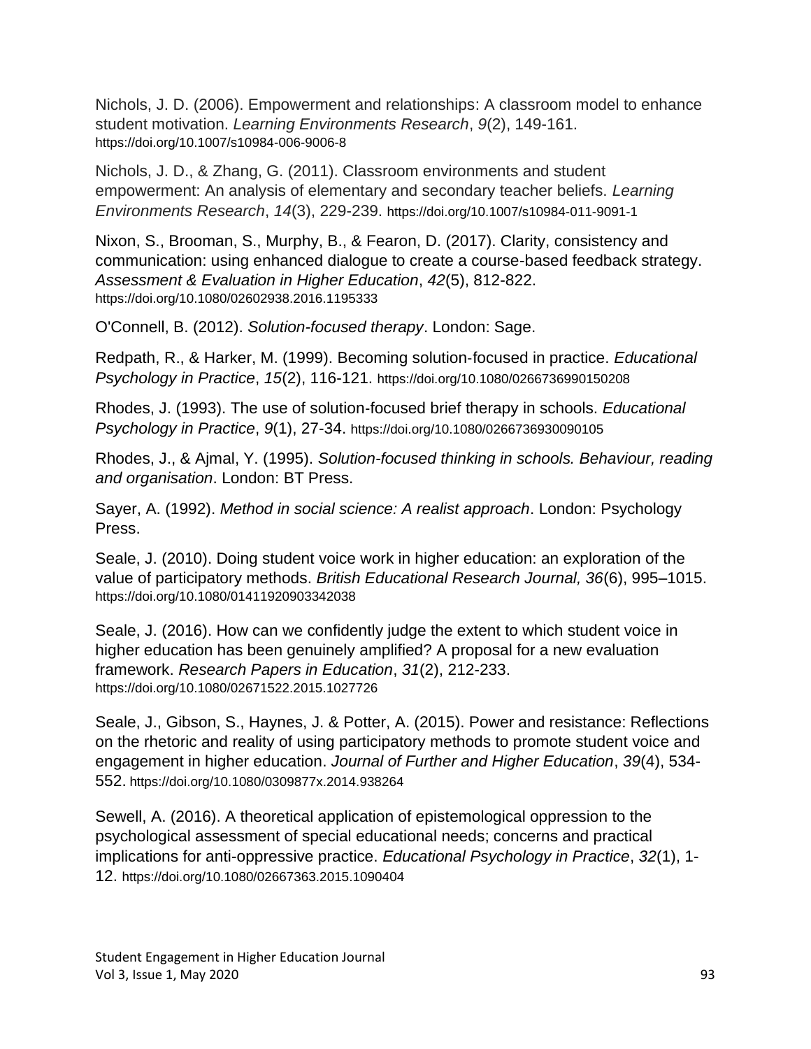Nichols, J. D. (2006). Empowerment and relationships: A classroom model to enhance student motivation. *Learning Environments Research*, *9*(2), 149-161. https://doi.org/10.1007/s10984-006-9006-8

Nichols, J. D., & Zhang, G. (2011). Classroom environments and student empowerment: An analysis of elementary and secondary teacher beliefs. *Learning Environments Research*, *14*(3), 229-239. https://doi.org/10.1007/s10984-011-9091-1

Nixon, S., Brooman, S., Murphy, B., & Fearon, D. (2017). Clarity, consistency and communication: using enhanced dialogue to create a course-based feedback strategy. *Assessment & Evaluation in Higher Education*, *42*(5), 812-822. https://doi.org/10.1080/02602938.2016.1195333

O'Connell, B. (2012). *Solution-focused therapy*. London: Sage.

Redpath, R., & Harker, M. (1999). Becoming solution-focused in practice. *Educational Psychology in Practice*, *15*(2), 116-121. https://doi.org/10.1080/0266736990150208

Rhodes, J. (1993). The use of solution-focused brief therapy in schools. *Educational Psychology in Practice*, *9*(1), 27-34. https://doi.org/10.1080/0266736930090105

Rhodes, J., & Ajmal, Y. (1995). *Solution-focused thinking in schools. Behaviour, reading and organisation*. London: BT Press.

Sayer, A. (1992). *Method in social science: A realist approach*. London: Psychology Press.

Seale, J. (2010). Doing student voice work in higher education: an exploration of the value of participatory methods. *British Educational Research Journal, 36*(6), 995–1015. https://doi.org/10.1080/01411920903342038

Seale, J. (2016). How can we confidently judge the extent to which student voice in higher education has been genuinely amplified? A proposal for a new evaluation framework. *Research Papers in Education*, *31*(2), 212-233. https://doi.org/10.1080/02671522.2015.1027726

Seale, J., Gibson, S., Haynes, J. & Potter, A. (2015). Power and resistance: Reflections on the rhetoric and reality of using participatory methods to promote student voice and engagement in higher education. *Journal of Further and Higher Education*, *39*(4), 534-552. https://doi.org/10.1080/0309877x.2014.938264

Sewell, A. (2016). A theoretical application of epistemological oppression to the psychological assessment of special educational needs; concerns and practical implications for anti-oppressive practice. *Educational Psychology in Practice*, *32*(1), 1-12. https://doi.org/10.1080/02667363.2015.1090404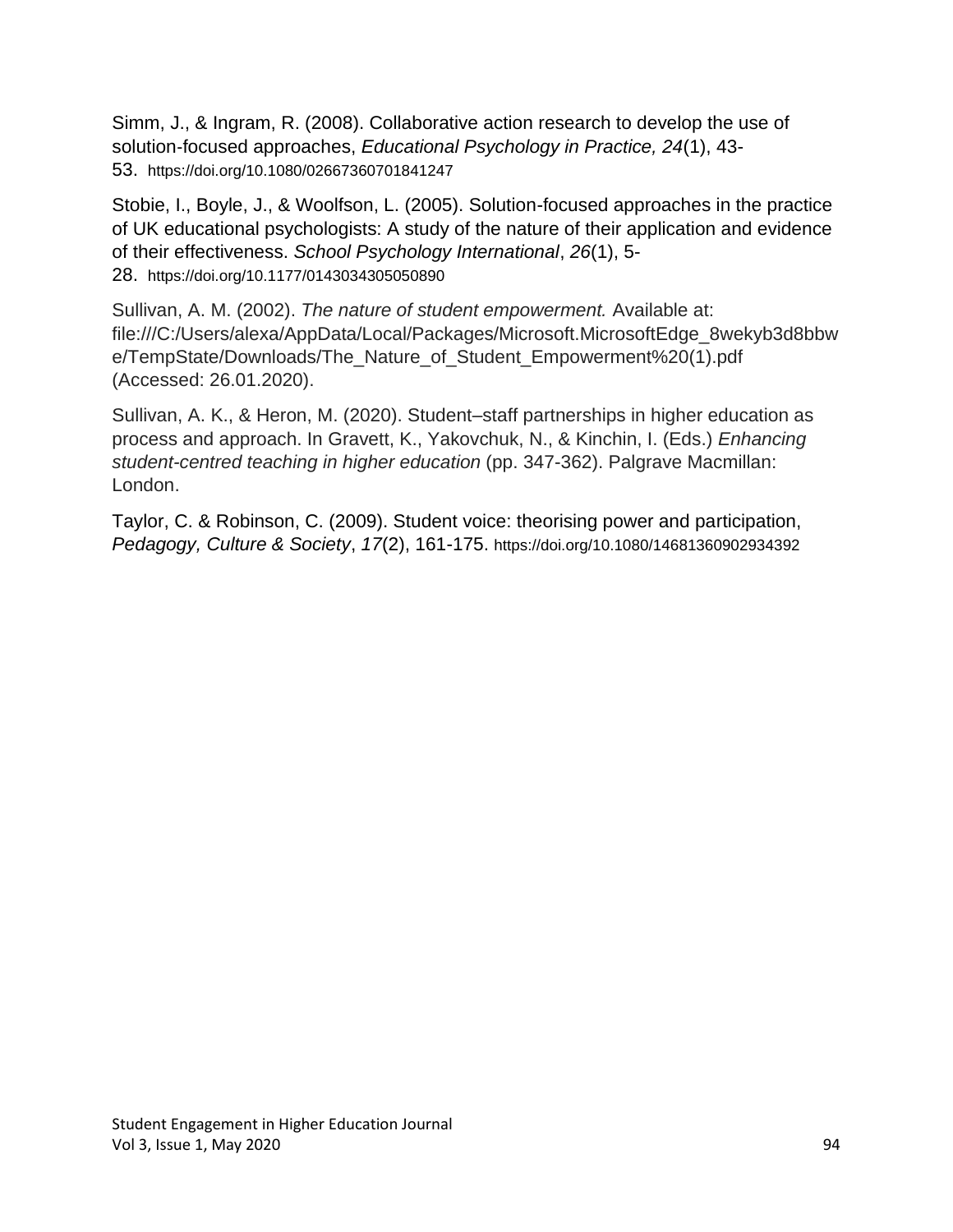Simm, J., & Ingram, R. (2008). Collaborative action research to develop the use of solution-focused approaches, *Educational Psychology in Practice, 24*(1), 43-53. https://doi.org/10.1080/02667360701841247

Stobie, I., Boyle, J., & Woolfson, L. (2005). Solution-focused approaches in the practice of UK educational psychologists: A study of the nature of their application and evidence of their effectiveness. *School Psychology International*, *26*(1), 5-28. https://doi.org/10.1177/0143034305050890

Sullivan, A. M. (2002). *The nature of student empowerment.* Available at: file:///C:/Users/alexa/AppData/Local/Packages/Microsoft.MicrosoftEdge_8wekyb3d8bbwe/TempState/Downloads/The_Nature_of_Student_Empowerment%20(1).pdf (Accessed: 26.01.2020).

Sullivan, A. K., & Heron, M. (2020). Student–staff partnerships in higher education as process and approach. In Gravett, K., Yakovchuk, N., & Kinchin, I. (Eds.) *Enhancing student-centred teaching in higher education* (pp. 347-362). Palgrave Macmillan: London.

Taylor, C. & Robinson, C. (2009). Student voice: theorising power and participation, *Pedagogy, Culture & Society*, *17*(2), 161-175. https://doi.org/10.1080/14681360902934392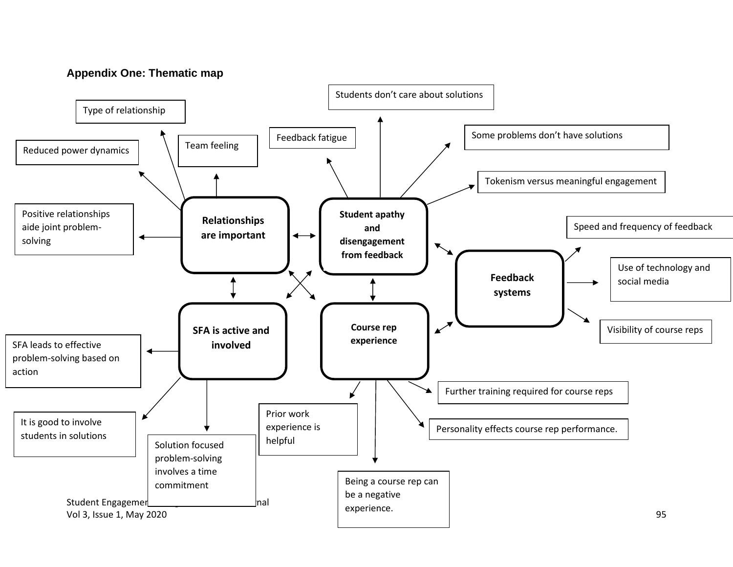**Appendix One: Thematic map**

Relationships are important

Type of relationship

Team feeling

Reduced power dynamics

Positive relationships aide joint problem-solving

Student apathy and disengagement from feedback

Students don't care about solutions

Feedback fatigue

Some problems don't have solutions

Tokenism versus meaningful engagement

Feedback systems

Speed and frequency of feedback

Use of technology and social media

Visibility of course reps

SFA is active and involved

SFA leads to effective problem-solving based on action

It is good to involve students in solutions

Solution focused problem-solving involves a time commitment

Course rep experience

Prior work experience is helpful

Being a course rep can be a negative experience.

Further training required for course reps

Personality effects course rep performance.